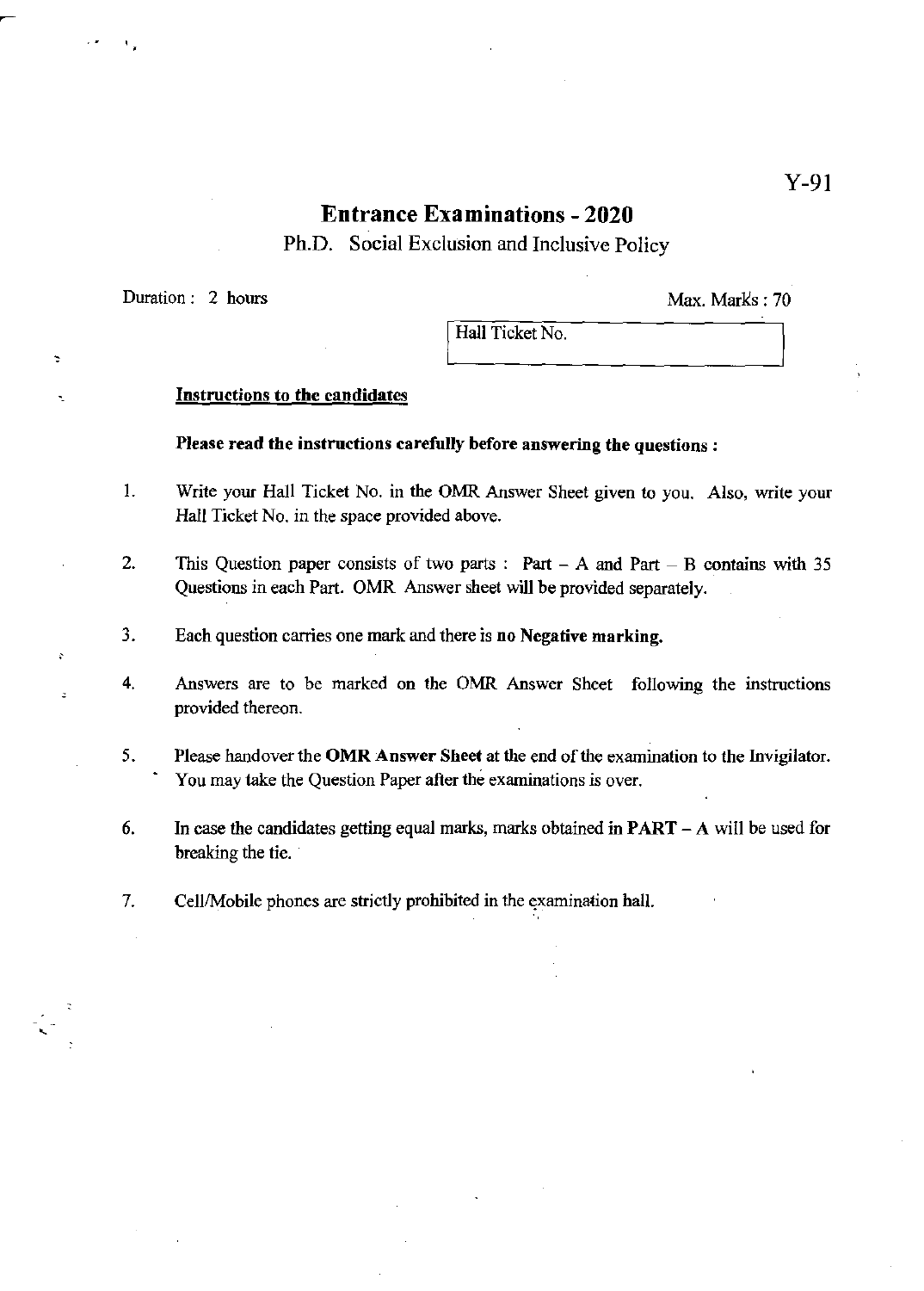Y-91

# Entrance Examinations - 2020

## Ph.D. Social Exclusion and Inclusive Policy

Duration : 2 hours

Max. Marks : 70

| Hall Ticket No. |
| --- |
| |

**Instructions to the candidates**

**Please read the instructions carefully before answering the questions :**

1. Write your Hall Ticket No. in the OMR Answer Sheet given to you. Also, write your Hall Ticket No. in the space provided above.

2. This Question paper consists of two parts : Part – A and Part – B contains with 35 Questions in each Part. OMR Answer sheet will be provided separately.

3. Each question carries one mark and there is **no Negative marking.**

4. Answers are to be marked on the OMR Answer Sheet following the instructions provided thereon.

5. Please handover the **OMR Answer Sheet** at the end of the examination to the Invigilator. You may take the Question Paper after the examinations is over.

6. In case the candidates getting equal marks, marks obtained in **PART – A** will be used for breaking the tie.

7. Cell/Mobile phones are strictly prohibited in the examination hall.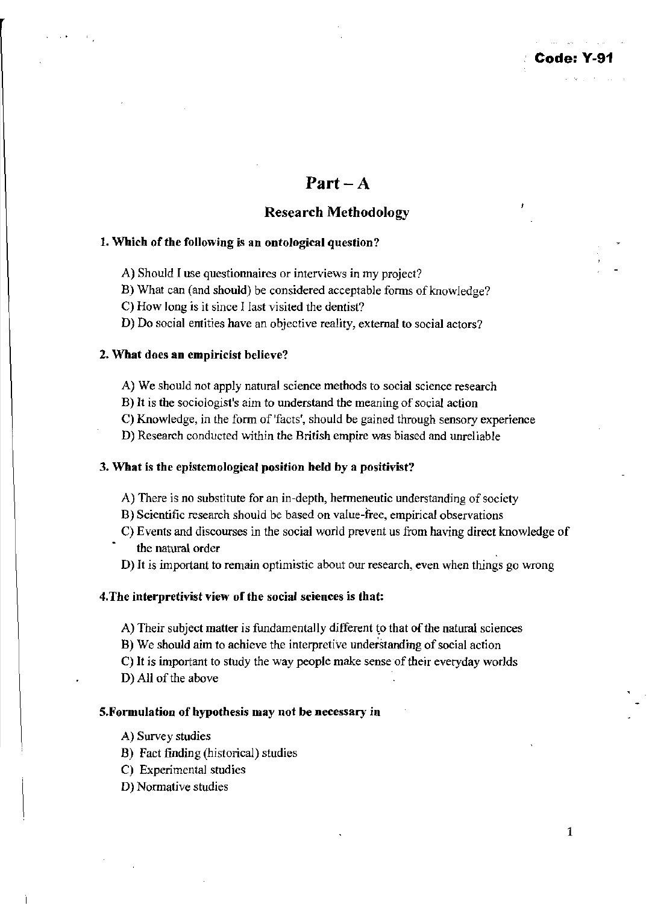Code: Y-91

# Part – A

## Research Methodology

**1. Which of the following is an ontological question?**

A) Should I use questionnaires or interviews in my project?
B) What can (and should) be considered acceptable forms of knowledge?
C) How long is it since I last visited the dentist?
D) Do social entities have an objective reality, external to social actors?

**2. What does an empiricist believe?**

A) We should not apply natural science methods to social science research
B) It is the sociologist's aim to understand the meaning of social action
C) Knowledge, in the form of 'facts', should be gained through sensory experience
D) Research conducted within the British empire was biased and unreliable

**3. What is the epistemological position held by a positivist?**

A) There is no substitute for an in-depth, hermeneutic understanding of society
B) Scientific research should be based on value-free, empirical observations
C) Events and discourses in the social world prevent us from having direct knowledge of the natural order
D) It is important to remain optimistic about our research, even when things go wrong

**4.The interpretivist view of the social sciences is that:**

A) Their subject matter is fundamentally different to that of the natural sciences
B) We should aim to achieve the interpretive understanding of social action
C) It is important to study the way people make sense of their everyday worlds
D) All of the above

**5.Formulation of hypothesis may not be necessary in**

A) Survey studies
B) Fact finding (historical) studies
C) Experimental studies
D) Normative studies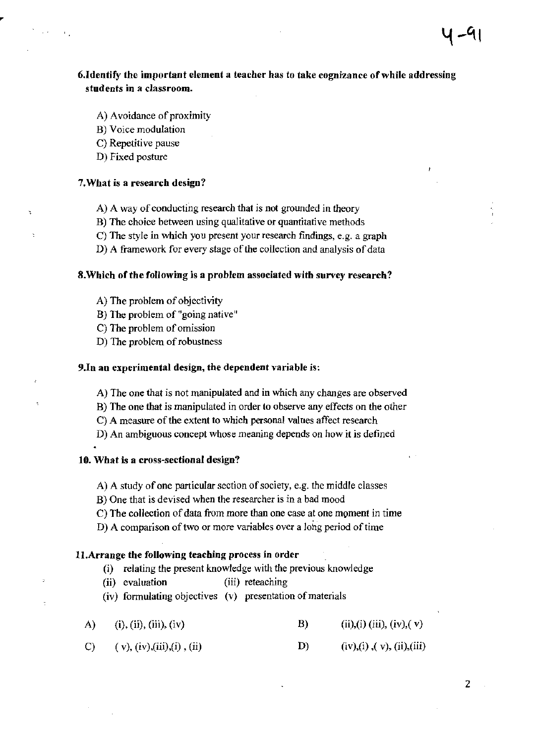**6.Identify the important element a teacher has to take cognizance of while addressing students in a classroom.**

A) Avoidance of proximity
B) Voice modulation
C) Repetitive pause
D) Fixed posture

**7.What is a research design?**

A) A way of conducting research that is not grounded in theory
B) The choice between using qualitative or quantitative methods
C) The style in which you present your research findings, e.g. a graph
D) A framework for every stage of the collection and analysis of data

**8.Which of the following is a problem associated with survey research?**

A) The problem of objectivity
B) The problem of "going native"
C) The problem of omission
D) The problem of robustness

**9.In an experimental design, the dependent variable is:**

A) The one that is not manipulated and in which any changes are observed
B) The one that is manipulated in order to observe any effects on the other
C) A measure of the extent to which personal values affect research
D) An ambiguous concept whose meaning depends on how it is defined

**10. What is a cross-sectional design?**

A) A study of one particular section of society, e.g. the middle classes
B) One that is devised when the researcher is in a bad mood
C) The collection of data from more than one case at one moment in time
D) A comparison of two or more variables over a long period of time

**11.Arrange the following teaching process in order**

(i) relating the present knowledge with the previous knowledge
(ii) evaluation (iii) reteaching
(iv) formulating objectives (v) presentation of materials

A) (i), (ii), (iii), (iv)
B) (ii),(i) (iii), (iv),( v)
C) ( v), (iv),(iii),(i) , (ii)
D) (iv),(i) ,( v), (ii),(iii)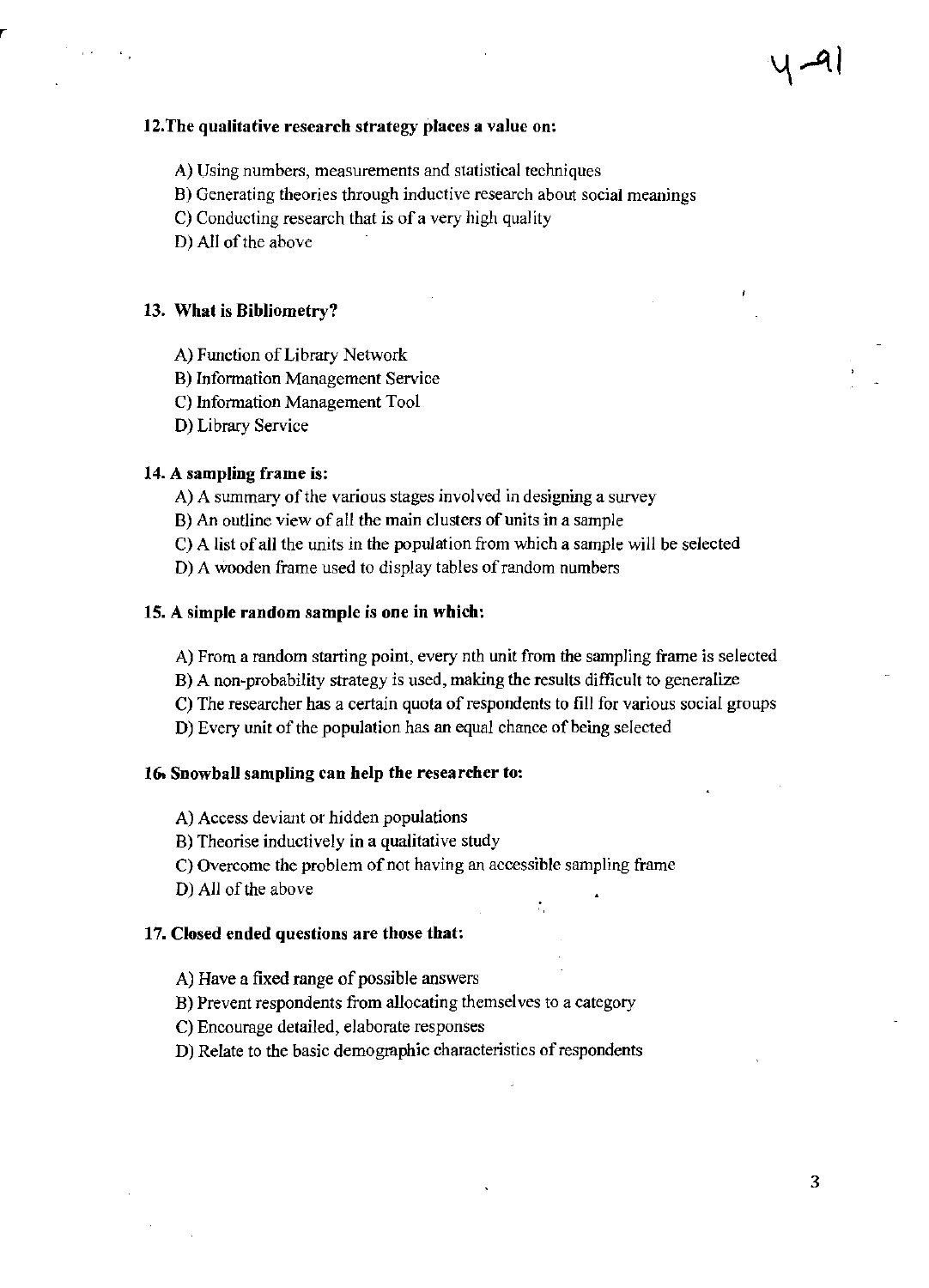**12. The qualitative research strategy places a value on:**

A) Using numbers, measurements and statistical techniques
B) Generating theories through inductive research about social meanings
C) Conducting research that is of a very high quality
D) All of the above

**13. What is Bibliometry?**

A) Function of Library Network
B) Information Management Service
C) Information Management Tool
D) Library Service

**14. A sampling frame is:**

A) A summary of the various stages involved in designing a survey
B) An outline view of all the main clusters of units in a sample
C) A list of all the units in the population from which a sample will be selected
D) A wooden frame used to display tables of random numbers

**15. A simple random sample is one in which:**

A) From a random starting point, every nth unit from the sampling frame is selected
B) A non-probability strategy is used, making the results difficult to generalize
C) The researcher has a certain quota of respondents to fill for various social groups
D) Every unit of the population has an equal chance of being selected

**16. Snowball sampling can help the researcher to:**

A) Access deviant or hidden populations
B) Theorise inductively in a qualitative study
C) Overcome the problem of not having an accessible sampling frame
D) All of the above

**17. Closed ended questions are those that:**

A) Have a fixed range of possible answers
B) Prevent respondents from allocating themselves to a category
C) Encourage detailed, elaborate responses
D) Relate to the basic demographic characteristics of respondents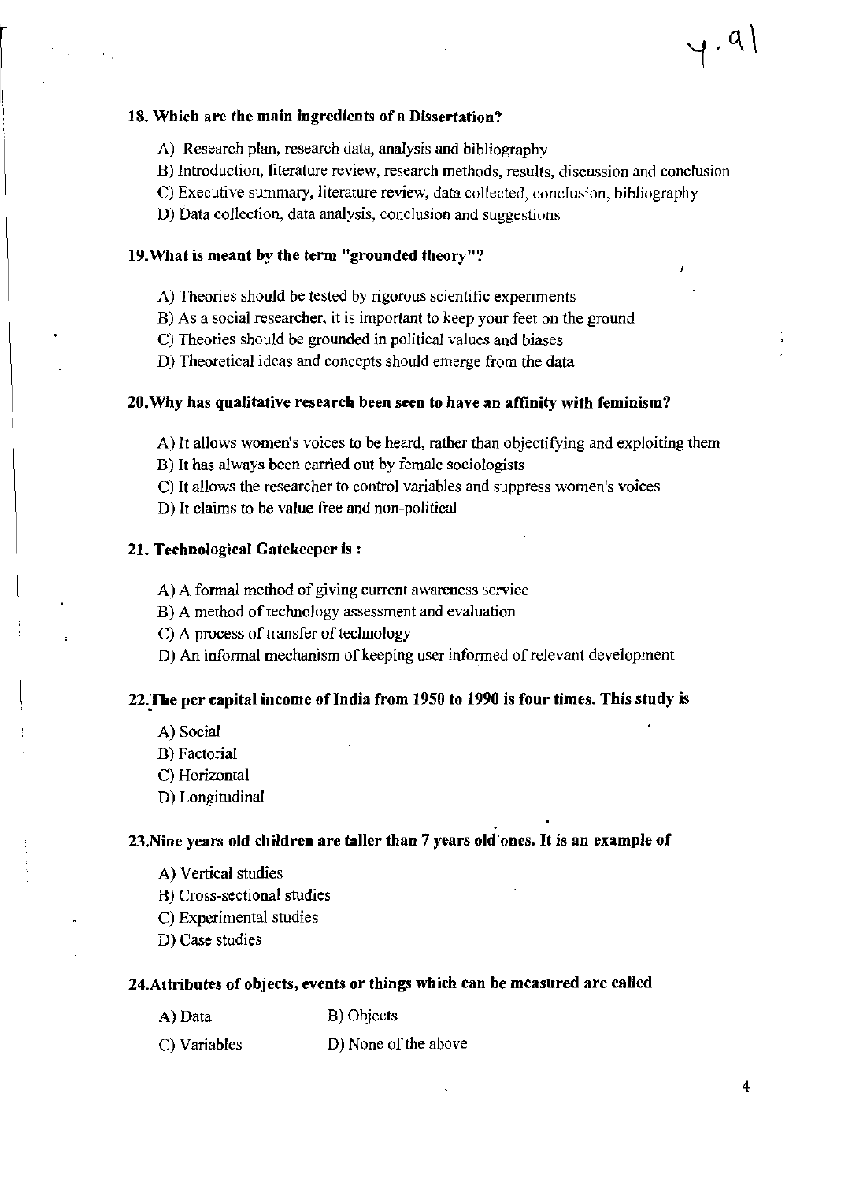**18. Which are the main ingredients of a Dissertation?**

A) Research plan, research data, analysis and bibliography

B) Introduction, literature review, research methods, results, discussion and conclusion

C) Executive summary, literature review, data collected, conclusion, bibliography

D) Data collection, data analysis, conclusion and suggestions

**19. What is meant by the term "grounded theory"?**

A) Theories should be tested by rigorous scientific experiments

B) As a social researcher, it is important to keep your feet on the ground

C) Theories should be grounded in political values and biases

D) Theoretical ideas and concepts should emerge from the data

**20. Why has qualitative research been seen to have an affinity with feminism?**

A) It allows women's voices to be heard, rather than objectifying and exploiting them

B) It has always been carried out by female sociologists

C) It allows the researcher to control variables and suppress women's voices

D) It claims to be value free and non-political

**21. Technological Gatekeeper is :**

A) A formal method of giving current awareness service

B) A method of technology assessment and evaluation

C) A process of transfer of technology

D) An informal mechanism of keeping user informed of relevant development

**22. The per capital income of India from 1950 to 1990 is four times. This study is**

A) Social

B) Factorial

C) Horizontal

D) Longitudinal

**23. Nine years old children are taller than 7 years old ones. It is an example of**

A) Vertical studies

B) Cross-sectional studies

C) Experimental studies

D) Case studies

**24. Attributes of objects, events or things which can be measured are called**

A) Data

B) Objects

C) Variables

D) None of the above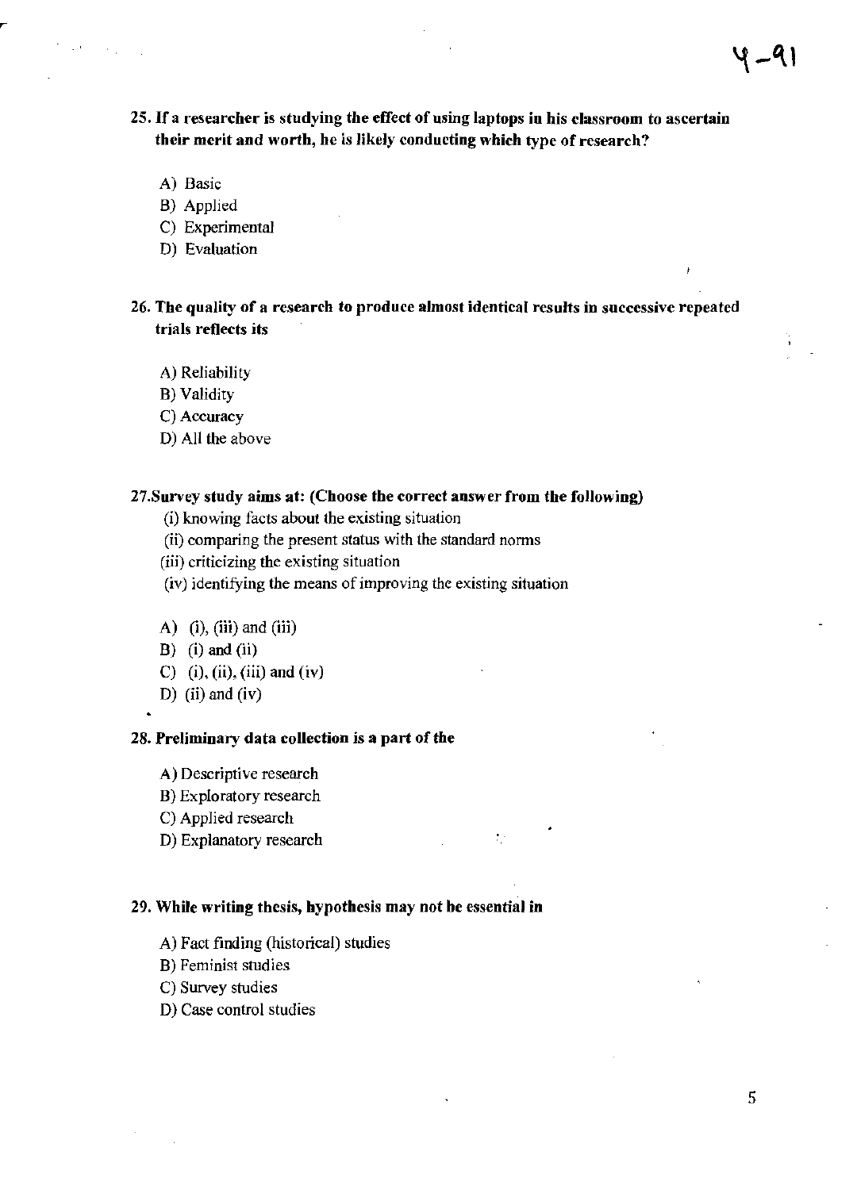**25. If a researcher is studying the effect of using laptops in his classroom to ascertain their merit and worth, he is likely conducting which type of research?**

A) Basic

B) Applied

C) Experimental

D) Evaluation

**26. The quality of a research to produce almost identical results in successive repeated trials reflects its**

A) Reliability

B) Validity

C) Accuracy

D) All the above

**27.Survey study aims at: (Choose the correct answer from the following)**

(i) knowing facts about the existing situation

(ii) comparing the present status with the standard norms

(iii) criticizing the existing situation

(iv) identifying the means of improving the existing situation

A) (i), (iii) and (iii)

B) (i) and (ii)

C) (i), (ii), (iii) and (iv)

D) (ii) and (iv)

**28. Preliminary data collection is a part of the**

A) Descriptive research

B) Exploratory research

C) Applied research

D) Explanatory research

**29. While writing thesis, hypothesis may not be essential in**

A) Fact finding (historical) studies

B) Feminist studies

C) Survey studies

D) Case control studies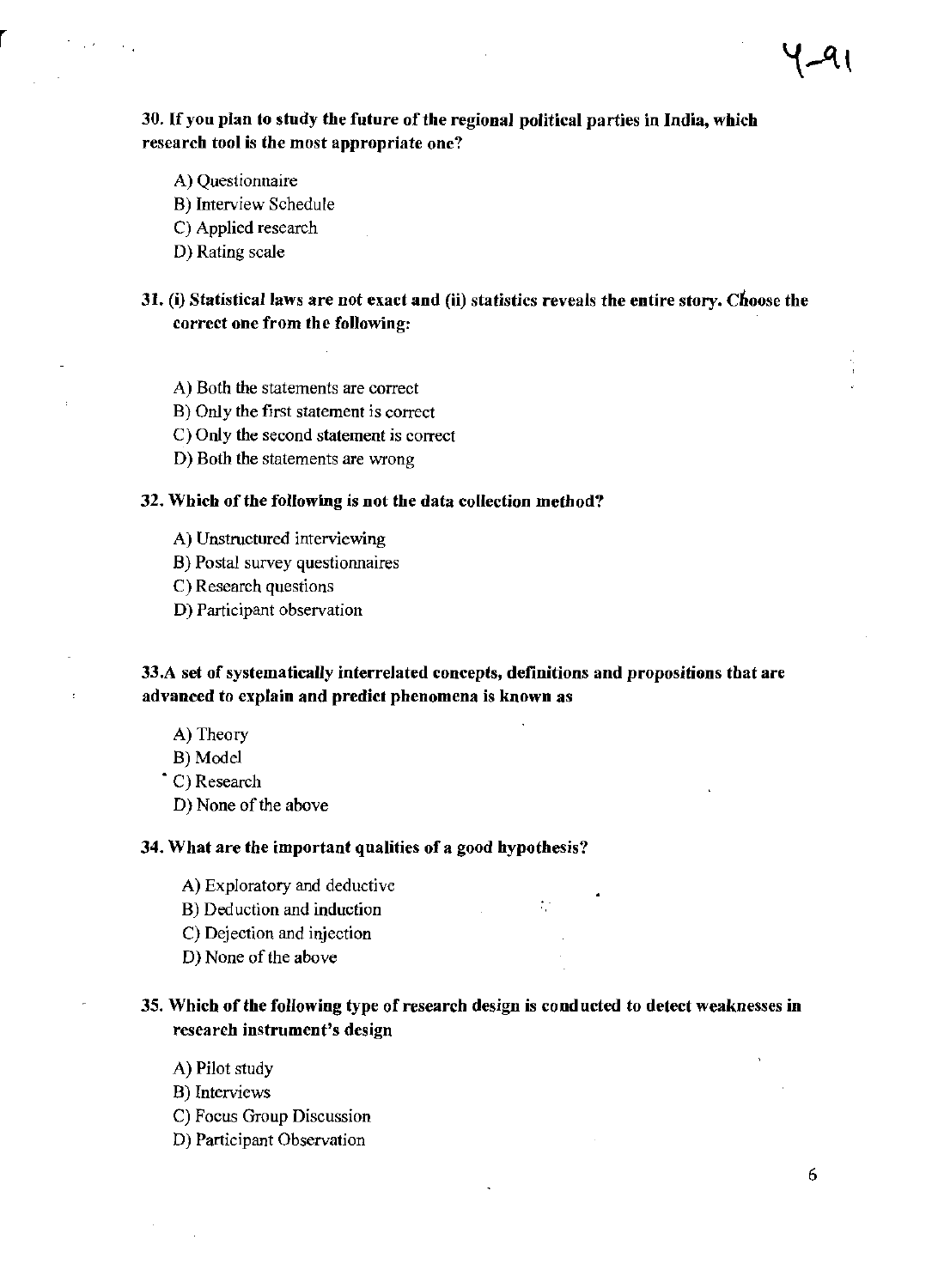**30. If you plan to study the future of the regional political parties in India, which research tool is the most appropriate one?**

A) Questionnaire
B) Interview Schedule
C) Applied research
D) Rating scale

**31. (i) Statistical laws are not exact and (ii) statistics reveals the entire story. Choose the correct one from the following:**

A) Both the statements are correct
B) Only the first statement is correct
C) Only the second statement is correct
D) Both the statements are wrong

**32. Which of the following is not the data collection method?**

A) Unstructured interviewing
B) Postal survey questionnaires
C) Research questions
D) Participant observation

**33. A set of systematically interrelated concepts, definitions and propositions that are advanced to explain and predict phenomena is known as**

A) Theory
B) Model
C) Research
D) None of the above

**34. What are the important qualities of a good hypothesis?**

A) Exploratory and deductive
B) Deduction and induction
C) Dejection and injection
D) None of the above

**35. Which of the following type of research design is conducted to detect weaknesses in research instrument's design**

A) Pilot study
B) Interviews
C) Focus Group Discussion
D) Participant Observation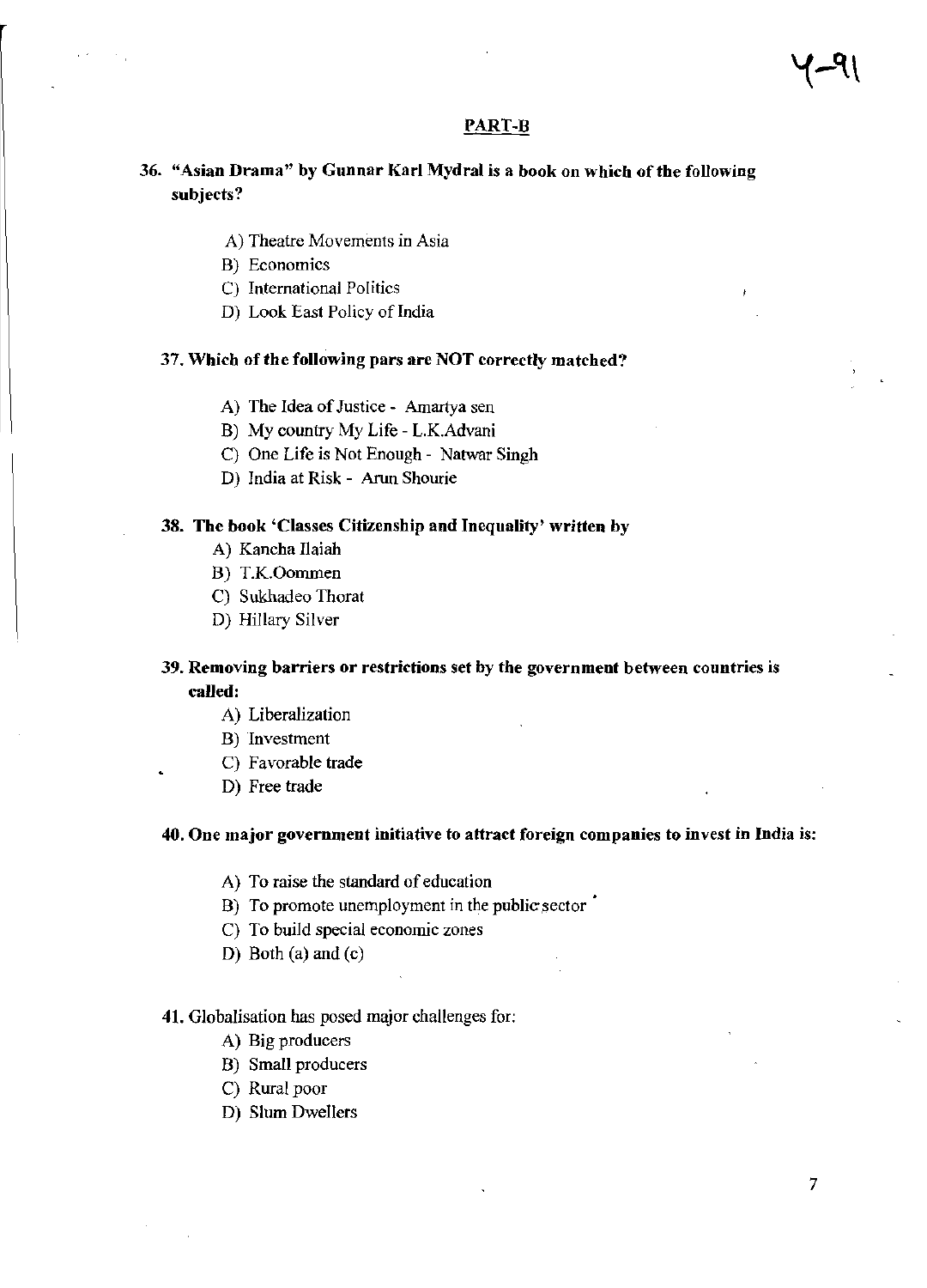## PART-B

**36. "Asian Drama" by Gunnar Karl Mydral is a book on which of the following subjects?**

A) Theatre Movements in Asia
B) Economics
C) International Politics
D) Look East Policy of India

**37. Which of the following pars are NOT correctly matched?**

A) The Idea of Justice - Amartya sen
B) My country My Life - L.K.Advani
C) One Life is Not Enough - Natwar Singh
D) India at Risk - Arun Shourie

**38. The book 'Classes Citizenship and Inequality' written by**

A) Kancha Ilaiah
B) T.K.Oommen
C) Sukhadeo Thorat
D) Hillary Silver

**39. Removing barriers or restrictions set by the government between countries is called:**

A) Liberalization
B) Investment
C) Favorable trade
D) Free trade

**40. One major government initiative to attract foreign companies to invest in India is:**

A) To raise the standard of education
B) To promote unemployment in the public sector
C) To build special economic zones
D) Both (a) and (c)

41. Globalisation has posed major challenges for:

A) Big producers
B) Small producers
C) Rural poor
D) Slum Dwellers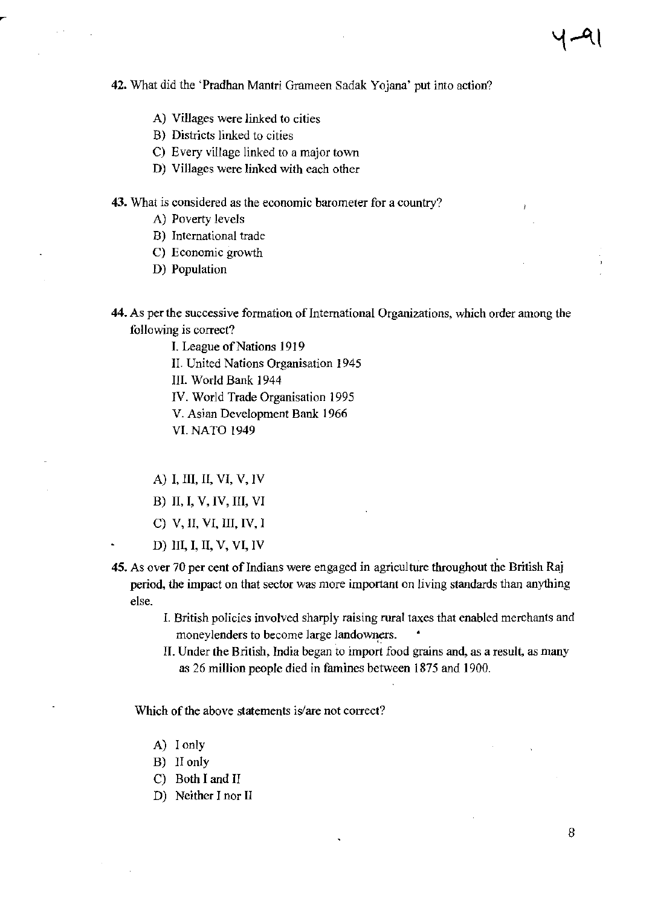42. What did the 'Pradhan Mantri Grameen Sadak Yojana' put into action?

A) Villages were linked to cities
B) Districts linked to cities
C) Every village linked to a major town
D) Villages were linked with each other

43. What is considered as the economic barometer for a country?

A) Poverty levels
B) International trade
C) Economic growth
D) Population

44. As per the successive formation of International Organizations, which order among the following is correct?

I. League of Nations 1919
II. United Nations Organisation 1945
III. World Bank 1944
IV. World Trade Organisation 1995
V. Asian Development Bank 1966
VI. NATO 1949

A) I, III, II, VI, V, IV
B) II, I, V, IV, III, VI
C) V, II, VI, III, IV, I
D) III, I, II, V, VI, IV

45. As over 70 per cent of Indians were engaged in agriculture throughout the British Raj period, the impact on that sector was more important on living standards than anything else.

I. British policies involved sharply raising rural taxes that enabled merchants and moneylenders to become large landowners.
II. Under the British, India began to import food grains and, as a result, as many as 26 million people died in famines between 1875 and 1900.

Which of the above statements is/are not correct?

A) I only
B) II only
C) Both I and II
D) Neither I nor II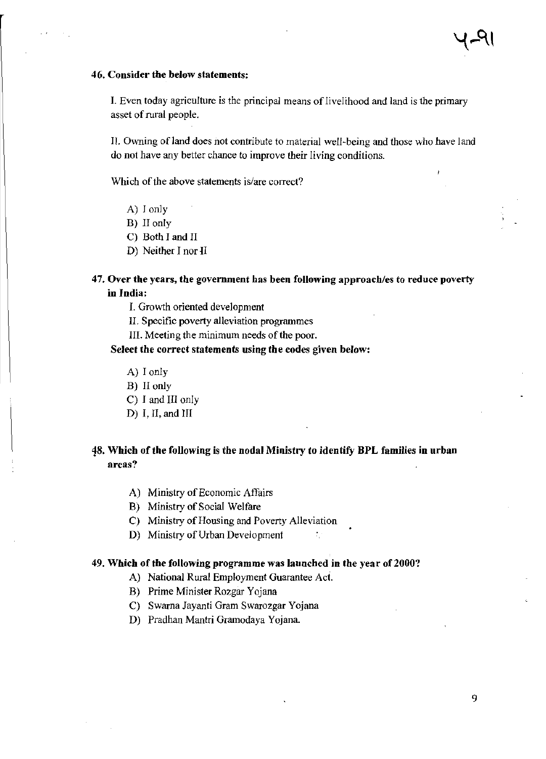**46. Consider the below statements:**

I. Even today agriculture is the principal means of livelihood and land is the primary asset of rural people.

II. Owning of land does not contribute to material well-being and those who have land do not have any better chance to improve their living conditions.

Which of the above statements is/are correct?

A) I only
B) II only
C) Both I and II
D) Neither I nor II

**47. Over the years, the government has been following approach/es to reduce poverty in India:**

I. Growth oriented development
II. Specific poverty alleviation programmes
III. Meeting the minimum needs of the poor.

**Select the correct statements using the codes given below:**

A) I only
B) II only
C) I and III only
D) I, II, and III

**48. Which of the following is the nodal Ministry to identify BPL families in urban areas?**

A) Ministry of Economic Affairs
B) Ministry of Social Welfare
C) Ministry of Housing and Poverty Alleviation
D) Ministry of Urban Development

**49. Which of the following programme was launched in the year of 2000?**

A) National Rural Employment Guarantee Act.
B) Prime Minister Rozgar Yojana
C) Swarna Jayanti Gram Swarozgar Yojana
D) Pradhan Mantri Gramodaya Yojana.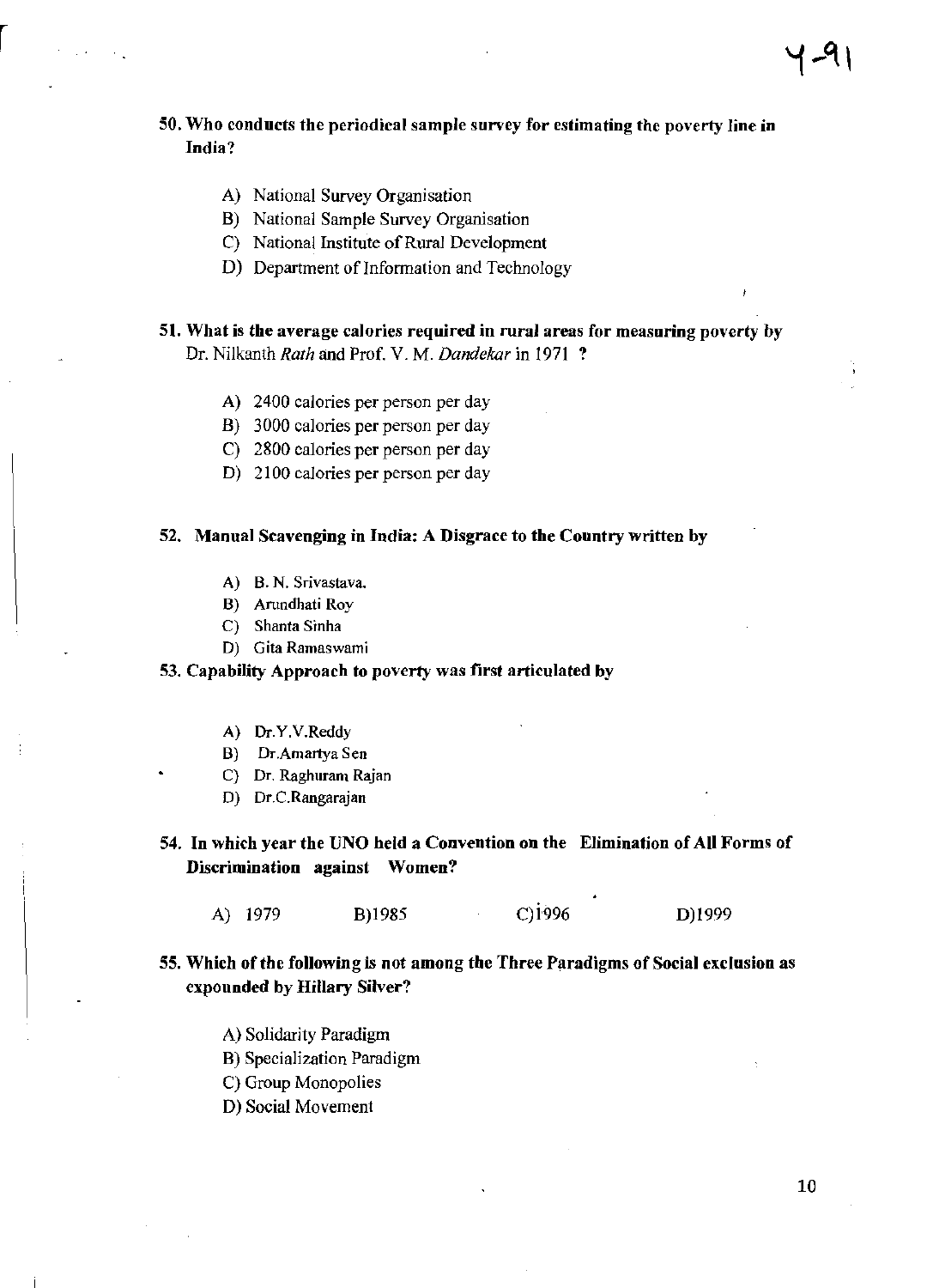**50. Who conducts the periodical sample survey for estimating the poverty line in India?**

- A) National Survey Organisation
- B) National Sample Survey Organisation
- C) National Institute of Rural Development
- D) Department of Information and Technology

**51. What is the average calories required in rural areas for measuring poverty by** Dr. Nilkanth *Rath* and Prof. V. M. *Dandekar* in 1971 **?**

- A) 2400 calories per person per day
- B) 3000 calories per person per day
- C) 2800 calories per person per day
- D) 2100 calories per person per day

**52. Manual Scavenging in India: A Disgrace to the Country written by**

- A) B. N. Srivastava.
- B) Arundhati Roy
- C) Shanta Sinha
- D) Gita Ramaswami

**53. Capability Approach to poverty was first articulated by**

- A) Dr.Y.V.Reddy
- B) Dr.Amartya Sen
- C) Dr. Raghuram Rajan
- D) Dr.C.Rangarajan

**54. In which year the UNO held a Convention on the Elimination of All Forms of Discrimination against Women?**

A) 1979 B)1985 C)1996 D)1999

**55. Which of the following is not among the Three Paradigms of Social exclusion as expounded by Hillary Silver?**

- A) Solidarity Paradigm
- B) Specialization Paradigm
- C) Group Monopolies
- D) Social Movement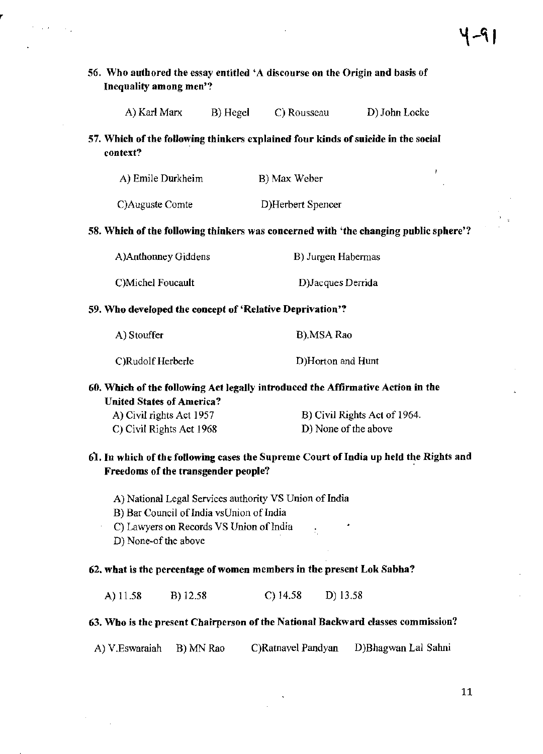**56. Who authored the essay entitled 'A discourse on the Origin and basis of Inequality among men'?**

A) Karl Marx B) Hegel C) Rousseau D) John Locke

**57. Which of the following thinkers explained four kinds of suicide in the social context?**

A) Emile Durkheim B) Max Weber

C)Auguste Comte D)Herbert Spencer

**58. Which of the following thinkers was concerned with 'the changing public sphere'?**

A)Anthonney Giddens B) Jurgen Habermas

C)Michel Foucault D)Jacques Derrida

**59. Who developed the concept of 'Relative Deprivation'?**

A) Stouffer B).MSA Rao

C)Rudolf Herberle D)Horton and Hunt

**60. Which of the following Act legally introduced the Affirmative Action in the United States of America?**

A) Civil rights Act 1957 B) Civil Rights Act of 1964.

C) Civil Rights Act 1968 D) None of the above

**61. In which of the following cases the Supreme Court of India up held the Rights and Freedoms of the transgender people?**

A) National Legal Services authority VS Union of India

B) Bar Council of India vsUnion of India

C) Lawyers on Records VS Union of India

D) None-of the above

**62. what is the percentage of women members in the present Lok Sabha?**

A) 11.58 B) 12.58 C) 14.58 D) 13.58

**63. Who is the present Chairperson of the National Backward classes commission?**

A) V.Eswaraiah B) MN Rao C)Ratnavel Pandyan D)Bhagwan Lal Sahni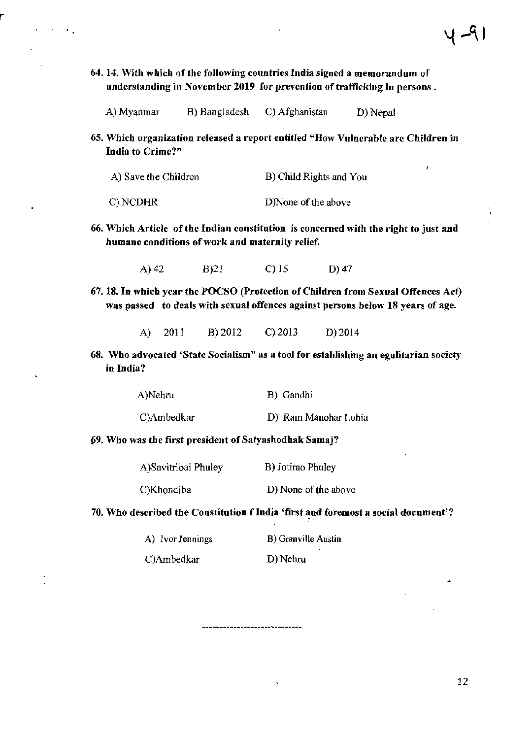**64. 14. With which of the following countries India signed a memorandum of understanding in November 2019 for prevention of trafficking in persons .**

A) Myanmar B) Bangladesh C) Afghanistan D) Nepal

**65. Which organization released a report entitled "How Vulnerable are Children in India to Crime?"**

A) Save the Children B) Child Rights and You

C) NCDHR D)None of the above

**66. Which Article of the Indian constitution is concerned with the right to just and humane conditions of work and maternity relief.**

A) 42 B)21 C) 15 D) 47

**67. 18. In which year the POCSO (Protection of Children from Sexual Offences Act) was passed to deals with sexual offences against persons below 18 years of age.**

A) 2011 B) 2012 C) 2013 D) 2014

**68. Who advocated 'State Socialism" as a tool for establishing an egalitarian society in India?**

A)Nehru B) Gandhi

C)Ambedkar D) Ram Manohar Lohia

**69. Who was the first president of Satyashodhak Samaj?**

A)Savitribai Phuley B) Jotirao Phuley

C)Khondiba D) None of the above

**70. Who described the Constitution f India 'first and foremost a social document'?**

A) Ivor Jennings B) Granville Austin

C)Ambedkar D) Nehru

-----------------------------